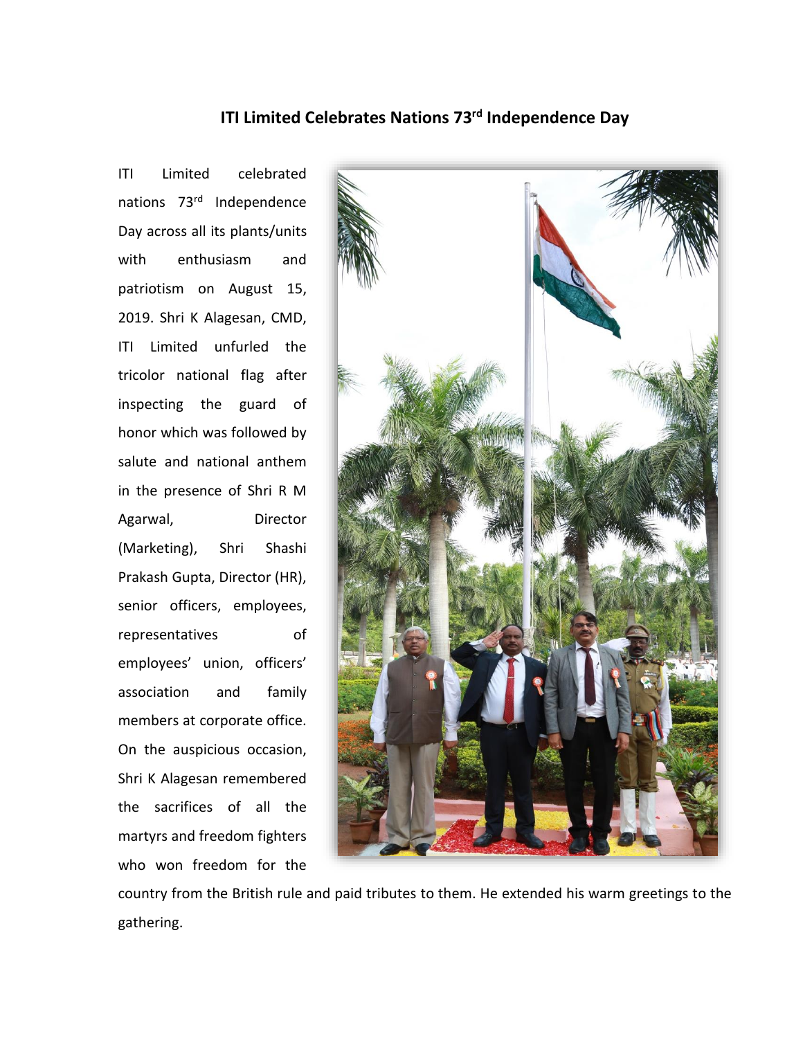# ITI Limited Celebrates Nations 73rd Independence Day

ITI Limited celebrated nations 73rd Independence Day across all its plants/units with enthusiasm and patriotism on August 15, 2019. Shri K Alagesan, CMD, ITI Limited unfurled the tricolor national flag after inspecting the guard of honor which was followed by salute and national anthem in the presence of Shri R M Agarwal, Director (Marketing), Shri Shashi Prakash Gupta, Director (HR), senior officers, employees, representatives of employees' union, officers' association and family members at corporate office. On the auspicious occasion, Shri K Alagesan remembered the sacrifices of all the martyrs and freedom fighters who won freedom for the country from the British rule and paid tributes to them. He extended his warm greetings to the gathering.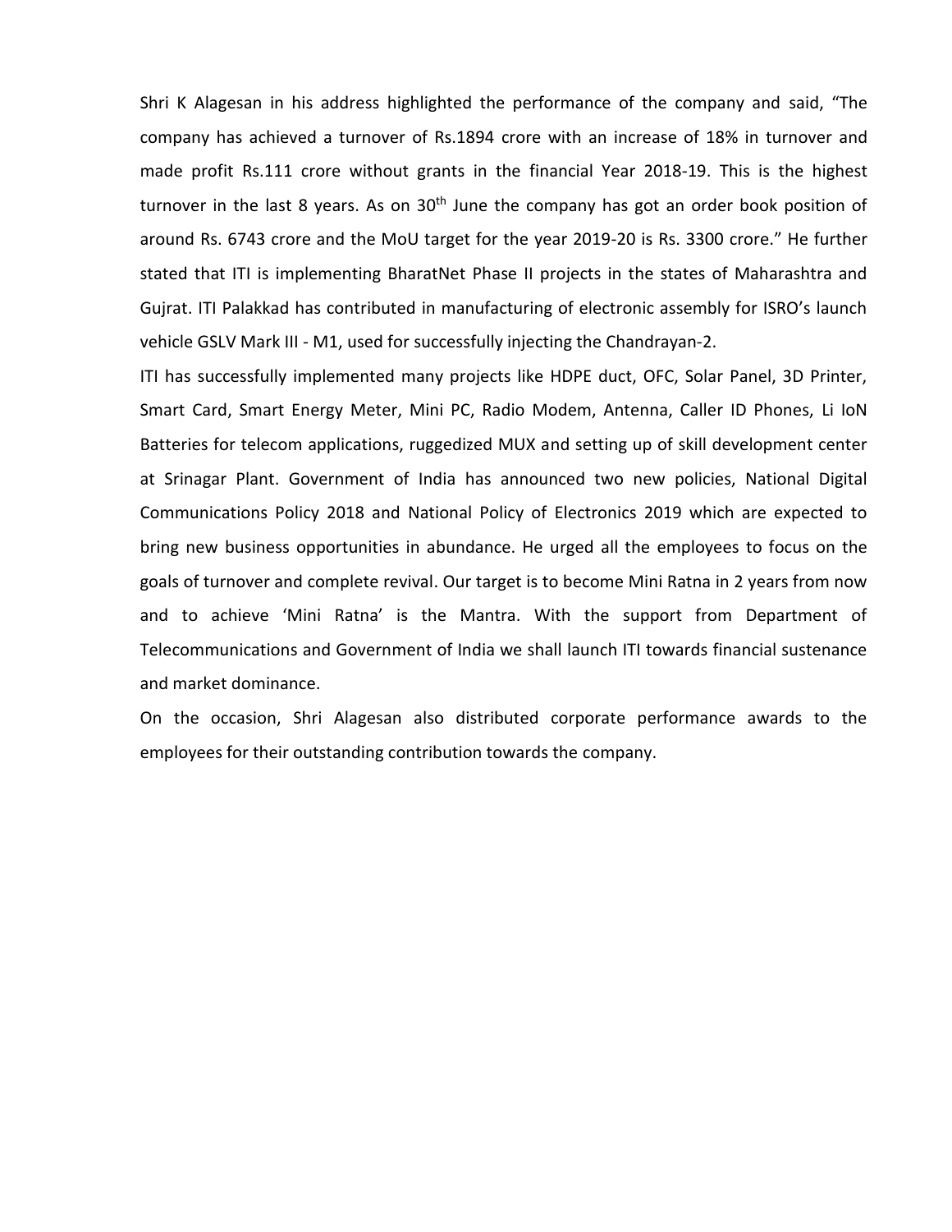Shri K Alagesan in his address highlighted the performance of the company and said, “The company has achieved a turnover of Rs.1894 crore with an increase of 18% in turnover and made profit Rs.111 crore without grants in the financial Year 2018-19. This is the highest turnover in the last 8 years. As on 30th June the company has got an order book position of around Rs. 6743 crore and the MoU target for the year 2019-20 is Rs. 3300 crore.” He further stated that ITI is implementing BharatNet Phase II projects in the states of Maharashtra and Gujrat. ITI Palakkad has contributed in manufacturing of electronic assembly for ISRO’s launch vehicle GSLV Mark III - M1, used for successfully injecting the Chandrayan-2.

ITI has successfully implemented many projects like HDPE duct, OFC, Solar Panel, 3D Printer, Smart Card, Smart Energy Meter, Mini PC, Radio Modem, Antenna, Caller ID Phones, Li IoN Batteries for telecom applications, ruggedized MUX and setting up of skill development center at Srinagar Plant. Government of India has announced two new policies, National Digital Communications Policy 2018 and National Policy of Electronics 2019 which are expected to bring new business opportunities in abundance. He urged all the employees to focus on the goals of turnover and complete revival. Our target is to become Mini Ratna in 2 years from now and to achieve ‘Mini Ratna’ is the Mantra. With the support from Department of Telecommunications and Government of India we shall launch ITI towards financial sustenance and market dominance.

On the occasion, Shri Alagesan also distributed corporate performance awards to the employees for their outstanding contribution towards the company.